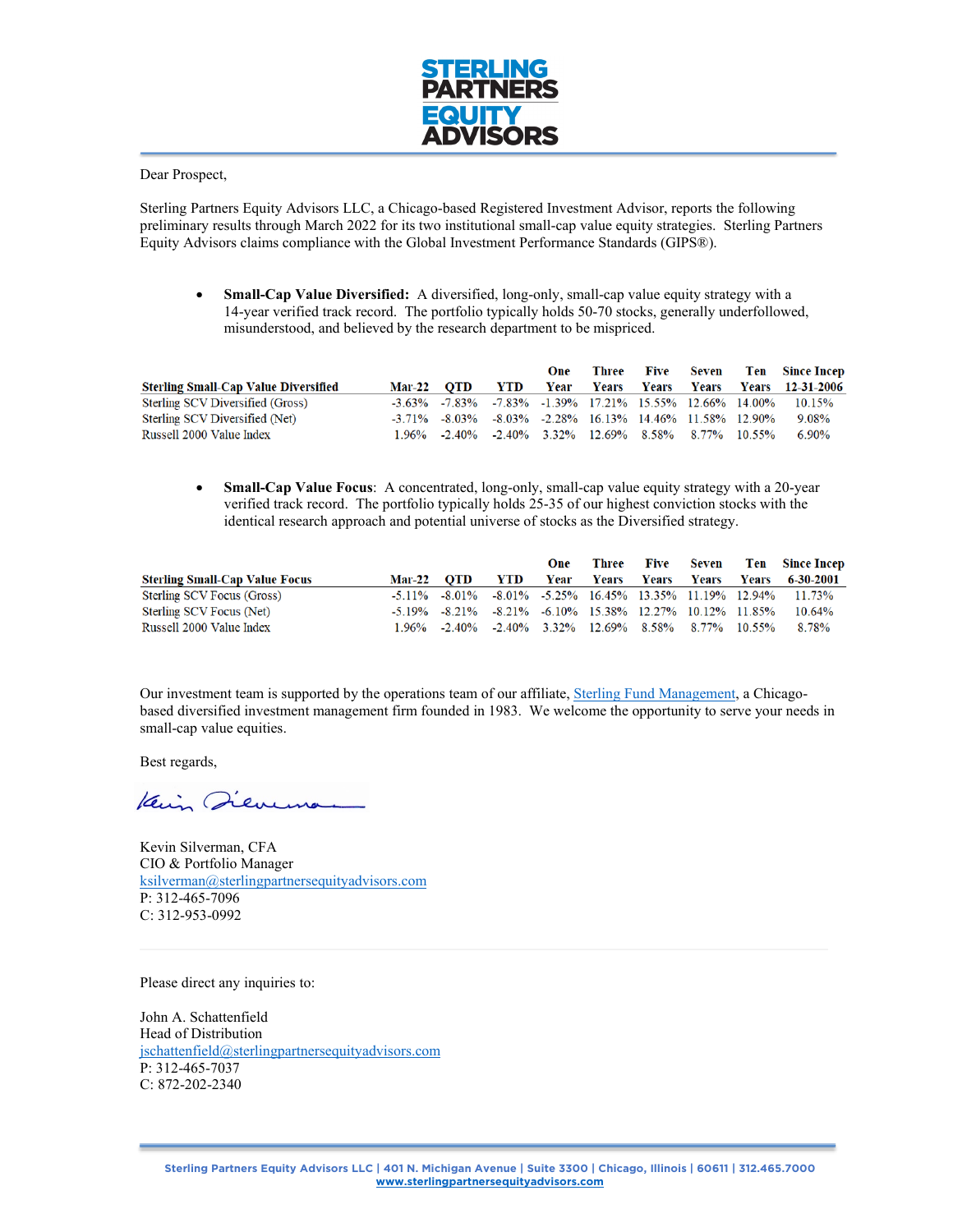**STERLING PARTNERS EQUITY ADVISORS**

Dear Prospect,

Sterling Partners Equity Advisors LLC, a Chicago-based Registered Investment Advisor, reports the following preliminary results through March 2022 for its two institutional small-cap value equity strategies. Sterling Partners Equity Advisors claims compliance with the Global Investment Performance Standards (GIPS®).

- **Small-Cap Value Diversified:** A diversified, long-only, small-cap value equity strategy with a 14-year verified track record. The portfolio typically holds 50-70 stocks, generally underfollowed, misunderstood, and believed by the research department to be mispriced.

| Sterling Small-Cap Value Diversified | Mar-22 | QTD | YTD | One Year | Three Years | Five Years | Seven Years | Ten Years | Since Incep 12-31-2006 |
|---|---|---|---|---|---|---|---|---|---|
| Sterling SCV Diversified (Gross) | -3.63% | -7.83% | -7.83% | -1.39% | 17.21% | 15.55% | 12.66% | 14.00% | 10.15% |
| Sterling SCV Diversified (Net) | -3.71% | -8.03% | -8.03% | -2.28% | 16.13% | 14.46% | 11.58% | 12.90% | 9.08% |
| Russell 2000 Value Index | 1.96% | -2.40% | -2.40% | 3.32% | 12.69% | 8.58% | 8.77% | 10.55% | 6.90% |

- **Small-Cap Value Focus**: A concentrated, long-only, small-cap value equity strategy with a 20-year verified track record. The portfolio typically holds 25-35 of our highest conviction stocks with the identical research approach and potential universe of stocks as the Diversified strategy.

| Sterling Small-Cap Value Focus | Mar-22 | QTD | YTD | One Year | Three Years | Five Years | Seven Years | Ten Years | Since Incep 6-30-2001 |
|---|---|---|---|---|---|---|---|---|---|
| Sterling SCV Focus (Gross) | -5.11% | -8.01% | -8.01% | -5.25% | 16.45% | 13.35% | 11.19% | 12.94% | 11.73% |
| Sterling SCV Focus (Net) | -5.19% | -8.21% | -8.21% | -6.10% | 15.38% | 12.27% | 10.12% | 11.85% | 10.64% |
| Russell 2000 Value Index | 1.96% | -2.40% | -2.40% | 3.32% | 12.69% | 8.58% | 8.77% | 10.55% | 8.78% |

Our investment team is supported by the operations team of our affiliate, Sterling Fund Management, a Chicago-based diversified investment management firm founded in 1983. We welcome the opportunity to serve your needs in small-cap value equities.

Best regards,

Kevin Silverman, CFA
CIO & Portfolio Manager
ksilverman@sterlingpartnersequityadvisors.com
P: 312-465-7096
C: 312-953-0992

---

Please direct any inquiries to:

John A. Schattenfield
Head of Distribution
jschattenfield@sterlingpartnersequityadvisors.com
P: 312-465-7037
C: 872-202-2340

Sterling Partners Equity Advisors LLC | 401 N. Michigan Avenue | Suite 3300 | Chicago, Illinois | 60611 | 312.465.7000
www.sterlingpartnersequityadvisors.com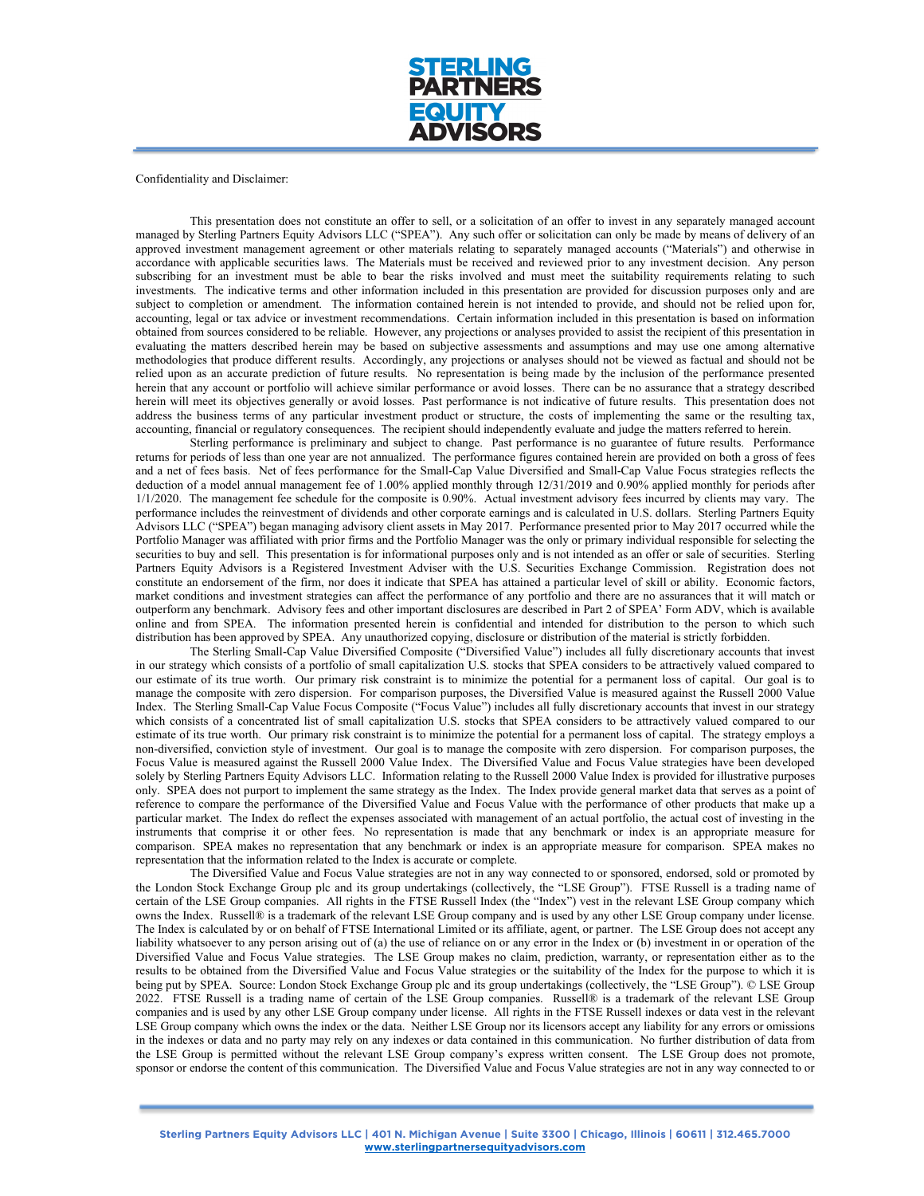Confidentiality and Disclaimer:

This presentation does not constitute an offer to sell, or a solicitation of an offer to invest in any separately managed account managed by Sterling Partners Equity Advisors LLC ("SPEA"). Any such offer or solicitation can only be made by means of delivery of an approved investment management agreement or other materials relating to separately managed accounts ("Materials") and otherwise in accordance with applicable securities laws. The Materials must be received and reviewed prior to any investment decision. Any person subscribing for an investment must be able to bear the risks involved and must meet the suitability requirements relating to such investments. The indicative terms and other information included in this presentation are provided for discussion purposes only and are subject to completion or amendment. The information contained herein is not intended to provide, and should not be relied upon for, accounting, legal or tax advice or investment recommendations. Certain information included in this presentation is based on information obtained from sources considered to be reliable. However, any projections or analyses provided to assist the recipient of this presentation in evaluating the matters described herein may be based on subjective assessments and assumptions and may use one among alternative methodologies that produce different results. Accordingly, any projections or analyses should not be viewed as factual and should not be relied upon as an accurate prediction of future results. No representation is being made by the inclusion of the performance presented herein that any account or portfolio will achieve similar performance or avoid losses. There can be no assurance that a strategy described herein will meet its objectives generally or avoid losses. Past performance is not indicative of future results. This presentation does not address the business terms of any particular investment product or structure, the costs of implementing the same or the resulting tax, accounting, financial or regulatory consequences. The recipient should independently evaluate and judge the matters referred to herein.

Sterling performance is preliminary and subject to change. Past performance is no guarantee of future results. Performance returns for periods of less than one year are not annualized. The performance figures contained herein are provided on both a gross of fees and a net of fees basis. Net of fees performance for the Small-Cap Value Diversified and Small-Cap Value Focus strategies reflects the deduction of a model annual management fee of 1.00% applied monthly through 12/31/2019 and 0.90% applied monthly for periods after 1/1/2020. The management fee schedule for the composite is 0.90%. Actual investment advisory fees incurred by clients may vary. The performance includes the reinvestment of dividends and other corporate earnings and is calculated in U.S. dollars. Sterling Partners Equity Advisors LLC ("SPEA") began managing advisory client assets in May 2017. Performance presented prior to May 2017 occurred while the Portfolio Manager was affiliated with prior firms and the Portfolio Manager was the only or primary individual responsible for selecting the securities to buy and sell. This presentation is for informational purposes only and is not intended as an offer or sale of securities. Sterling Partners Equity Advisors is a Registered Investment Adviser with the U.S. Securities Exchange Commission. Registration does not constitute an endorsement of the firm, nor does it indicate that SPEA has attained a particular level of skill or ability. Economic factors, market conditions and investment strategies can affect the performance of any portfolio and there are no assurances that it will match or outperform any benchmark. Advisory fees and other important disclosures are described in Part 2 of SPEA' Form ADV, which is available online and from SPEA. The information presented herein is confidential and intended for distribution to the person to which such distribution has been approved by SPEA. Any unauthorized copying, disclosure or distribution of the material is strictly forbidden.

The Sterling Small-Cap Value Diversified Composite ("Diversified Value") includes all fully discretionary accounts that invest in our strategy which consists of a portfolio of small capitalization U.S. stocks that SPEA considers to be attractively valued compared to our estimate of its true worth. Our primary risk constraint is to minimize the potential for a permanent loss of capital. Our goal is to manage the composite with zero dispersion. For comparison purposes, the Diversified Value is measured against the Russell 2000 Value Index. The Sterling Small-Cap Value Focus Composite ("Focus Value") includes all fully discretionary accounts that invest in our strategy which consists of a concentrated list of small capitalization U.S. stocks that SPEA considers to be attractively valued compared to our estimate of its true worth. Our primary risk constraint is to minimize the potential for a permanent loss of capital. The strategy employs a non-diversified, conviction style of investment. Our goal is to manage the composite with zero dispersion. For comparison purposes, the Focus Value is measured against the Russell 2000 Value Index. The Diversified Value and Focus Value strategies have been developed solely by Sterling Partners Equity Advisors LLC. Information relating to the Russell 2000 Value Index is provided for illustrative purposes only. SPEA does not purport to implement the same strategy as the Index. The Index provide general market data that serves as a point of reference to compare the performance of the Diversified Value and Focus Value with the performance of other products that make up a particular market. The Index do reflect the expenses associated with management of an actual portfolio, the actual cost of investing in the instruments that comprise it or other fees. No representation is made that any benchmark or index is an appropriate measure for comparison. SPEA makes no representation that any benchmark or index is an appropriate measure for comparison. SPEA makes no representation that the information related to the Index is accurate or complete.

The Diversified Value and Focus Value strategies are not in any way connected to or sponsored, endorsed, sold or promoted by the London Stock Exchange Group plc and its group undertakings (collectively, the "LSE Group"). FTSE Russell is a trading name of certain of the LSE Group companies. All rights in the FTSE Russell Index (the "Index") vest in the relevant LSE Group company which owns the Index. Russell® is a trademark of the relevant LSE Group company and is used by any other LSE Group company under license. The Index is calculated by or on behalf of FTSE International Limited or its affiliate, agent, or partner. The LSE Group does not accept any liability whatsoever to any person arising out of (a) the use of reliance on or any error in the Index or (b) investment in or operation of the Diversified Value and Focus Value strategies. The LSE Group makes no claim, prediction, warranty, or representation either as to the results to be obtained from the Diversified Value and Focus Value strategies or the suitability of the Index for the purpose to which it is being put by SPEA. Source: London Stock Exchange Group plc and its group undertakings (collectively, the "LSE Group"). © LSE Group 2022. FTSE Russell is a trading name of certain of the LSE Group companies. Russell® is a trademark of the relevant LSE Group companies and is used by any other LSE Group company under license. All rights in the FTSE Russell indexes or data vest in the relevant LSE Group company which owns the index or the data. Neither LSE Group nor its licensors accept any liability for any errors or omissions in the indexes or data and no party may rely on any indexes or data contained in this communication. No further distribution of data from the LSE Group is permitted without the relevant LSE Group company's express written consent. The LSE Group does not promote, sponsor or endorse the content of this communication. The Diversified Value and Focus Value strategies are not in any way connected to or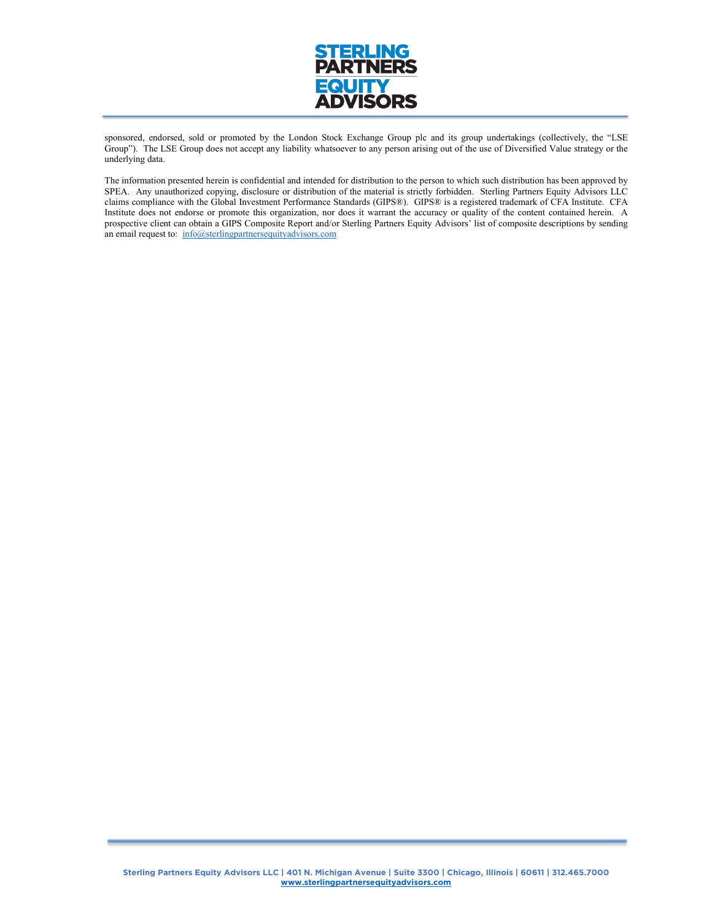sponsored, endorsed, sold or promoted by the London Stock Exchange Group plc and its group undertakings (collectively, the "LSE Group"). The LSE Group does not accept any liability whatsoever to any person arising out of the use of Diversified Value strategy or the underlying data.

The information presented herein is confidential and intended for distribution to the person to which such distribution has been approved by SPEA. Any unauthorized copying, disclosure or distribution of the material is strictly forbidden. Sterling Partners Equity Advisors LLC claims compliance with the Global Investment Performance Standards (GIPS®). GIPS® is a registered trademark of CFA Institute. CFA Institute does not endorse or promote this organization, nor does it warrant the accuracy or quality of the content contained herein. A prospective client can obtain a GIPS Composite Report and/or Sterling Partners Equity Advisors' list of composite descriptions by sending an email request to: info@sterlingpartnersequityadvisors.com